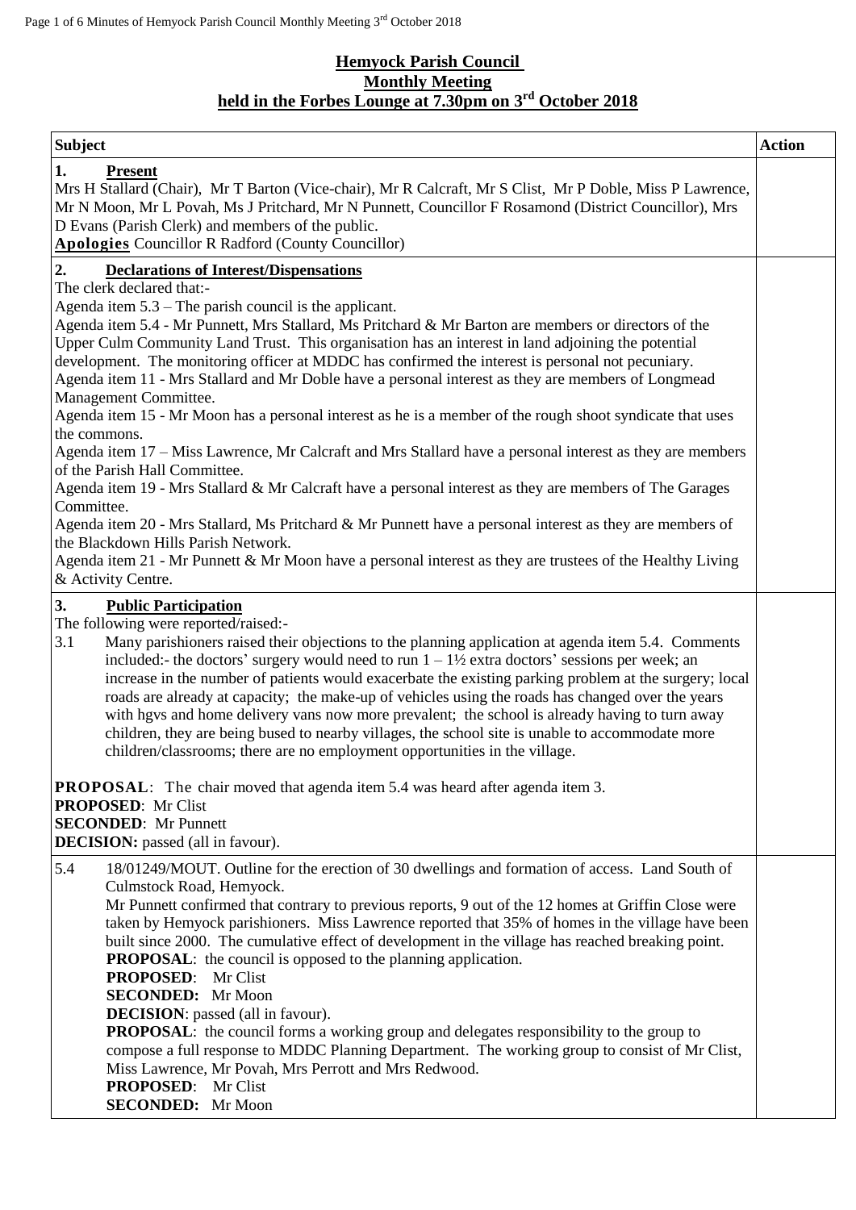# Hemyock Parish Council
## Monthly Meeting
### held in the Forbes Lounge at 7.30pm on 3rd October 2018

| Subject | Action |
|---|---|
| **1. Present**<br>Mrs H Stallard (Chair), Mr T Barton (Vice-chair), Mr R Calcraft, Mr S Clist, Mr P Doble, Miss P Lawrence, Mr N Moon, Mr L Povah, Ms J Pritchard, Mr N Punnett, Councillor F Rosamond (District Councillor), Mrs D Evans (Parish Clerk) and members of the public.<br>**Apologies** Councillor R Radford (County Councillor) | |
| **2. Declarations of Interest/Dispensations**<br>The clerk declared that:-<br>Agenda item 5.3 – The parish council is the applicant.<br>Agenda item 5.4 - Mr Punnett, Mrs Stallard, Ms Pritchard & Mr Barton are members or directors of the Upper Culm Community Land Trust. This organisation has an interest in land adjoining the potential development. The monitoring officer at MDDC has confirmed the interest is personal not pecuniary.<br>Agenda item 11 - Mrs Stallard and Mr Doble have a personal interest as they are members of Longmead Management Committee.<br>Agenda item 15 - Mr Moon has a personal interest as he is a member of the rough shoot syndicate that uses the commons.<br>Agenda item 17 – Miss Lawrence, Mr Calcraft and Mrs Stallard have a personal interest as they are members of the Parish Hall Committee.<br>Agenda item 19 - Mrs Stallard & Mr Calcraft have a personal interest as they are members of The Garages Committee.<br>Agenda item 20 - Mrs Stallard, Ms Pritchard & Mr Punnett have a personal interest as they are members of the Blackdown Hills Parish Network.<br>Agenda item 21 - Mr Punnett & Mr Moon have a personal interest as they are trustees of the Healthy Living & Activity Centre. | |
| **3. Public Participation**<br>The following were reported/raised:-<br>3.1 Many parishioners raised their objections to the planning application at agenda item 5.4. Comments included:- the doctors' surgery would need to run 1 – 1½ extra doctors' sessions per week; an increase in the number of patients would exacerbate the existing parking problem at the surgery; local roads are already at capacity; the make-up of vehicles using the roads has changed over the years with hgvs and home delivery vans now more prevalent; the school is already having to turn away children, they are being bused to nearby villages, the school site is unable to accommodate more children/classrooms; there are no employment opportunities in the village.<br><br>**PROPOSAL**: The chair moved that agenda item 5.4 was heard after agenda item 3.<br>**PROPOSED**: Mr Clist<br>**SECONDED**: Mr Punnett<br>**DECISION:** passed (all in favour). | |
| 5.4 18/01249/MOUT. Outline for the erection of 30 dwellings and formation of access. Land South of Culmstock Road, Hemyock.<br>Mr Punnett confirmed that contrary to previous reports, 9 out of the 12 homes at Griffin Close were taken by Hemyock parishioners. Miss Lawrence reported that 35% of homes in the village have been built since 2000. The cumulative effect of development in the village has reached breaking point.<br>**PROPOSAL**: the council is opposed to the planning application.<br>**PROPOSED**: Mr Clist<br>**SECONDED:** Mr Moon<br>**DECISION**: passed (all in favour).<br>**PROPOSAL**: the council forms a working group and delegates responsibility to the group to compose a full response to MDDC Planning Department. The working group to consist of Mr Clist, Miss Lawrence, Mr Povah, Mrs Perrott and Mrs Redwood.<br>**PROPOSED**: Mr Clist<br>**SECONDED:** Mr Moon | |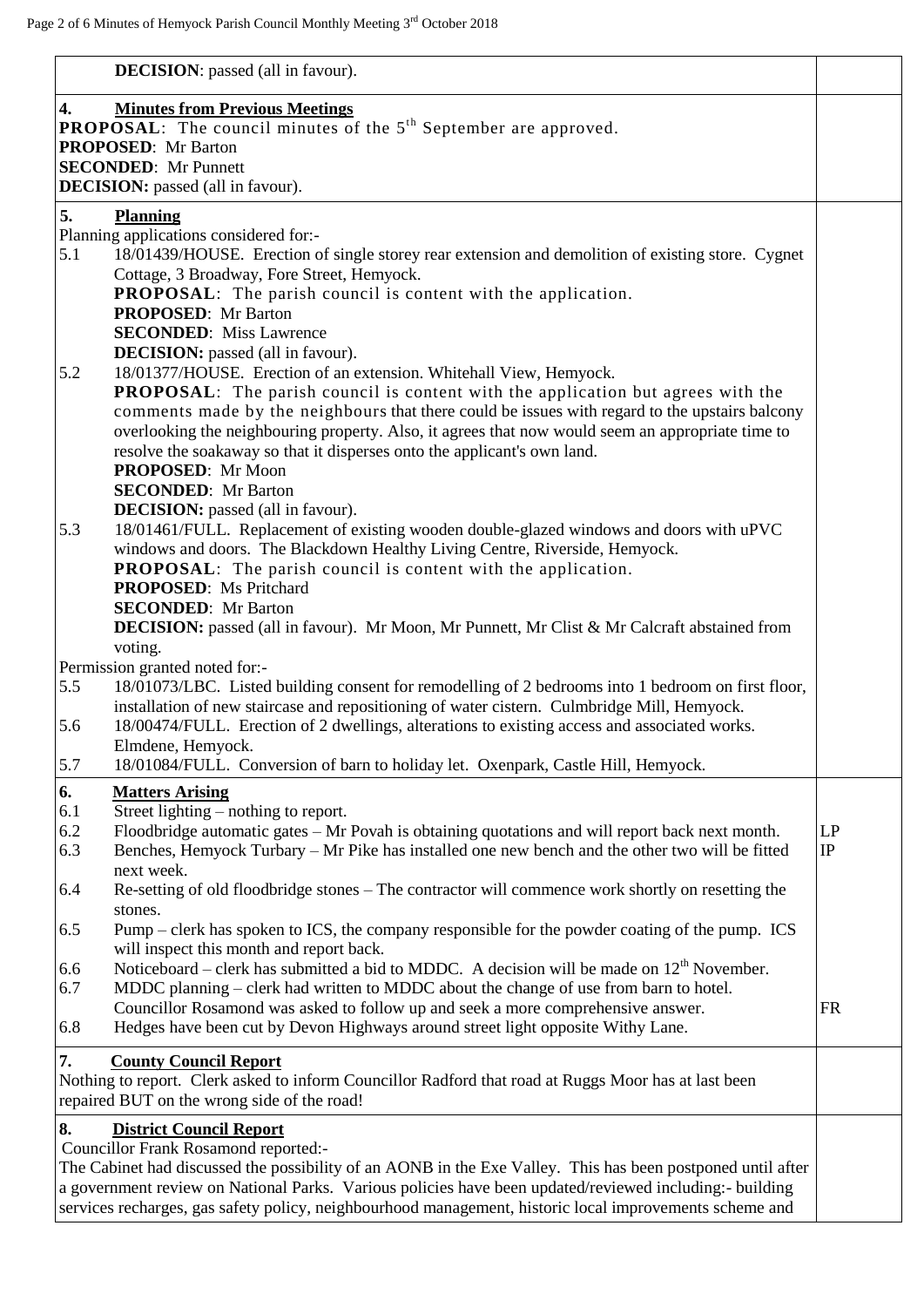**DECISION**: passed (all in favour).

## 4. Minutes from Previous Meetings

**PROPOSAL**: The council minutes of the 5th September are approved.
**PROPOSED**: Mr Barton
**SECONDED**: Mr Punnett
**DECISION:** passed (all in favour).

## 5. Planning

Planning applications considered for:-

5.1 18/01439/HOUSE. Erection of single storey rear extension and demolition of existing store. Cygnet Cottage, 3 Broadway, Fore Street, Hemyock.
**PROPOSAL**: The parish council is content with the application.
**PROPOSED**: Mr Barton
**SECONDED**: Miss Lawrence
**DECISION:** passed (all in favour).

5.2 18/01377/HOUSE. Erection of an extension. Whitehall View, Hemyock.
**PROPOSAL**: The parish council is content with the application but agrees with the comments made by the neighbours that there could be issues with regard to the upstairs balcony overlooking the neighbouring property. Also, it agrees that now would seem an appropriate time to resolve the soakaway so that it disperses onto the applicant's own land.
**PROPOSED**: Mr Moon
**SECONDED**: Mr Barton
**DECISION:** passed (all in favour).

5.3 18/01461/FULL. Replacement of existing wooden double-glazed windows and doors with uPVC windows and doors. The Blackdown Healthy Living Centre, Riverside, Hemyock.
**PROPOSAL**: The parish council is content with the application.
**PROPOSED**: Ms Pritchard
**SECONDED**: Mr Barton
**DECISION:** passed (all in favour). Mr Moon, Mr Punnett, Mr Clist & Mr Calcraft abstained from voting.

Permission granted noted for:-

5.5 18/01073/LBC. Listed building consent for remodelling of 2 bedrooms into 1 bedroom on first floor, installation of new staircase and repositioning of water cistern. Culmbridge Mill, Hemyock.

5.6 18/00474/FULL. Erection of 2 dwellings, alterations to existing access and associated works. Elmdene, Hemyock.

5.7 18/01084/FULL. Conversion of barn to holiday let. Oxenpark, Castle Hill, Hemyock.

## 6. Matters Arising

| | | |
|---|---|---|
| 6.1 | Street lighting – nothing to report. | |
| 6.2 | Floodbridge automatic gates – Mr Povah is obtaining quotations and will report back next month. | LP |
| 6.3 | Benches, Hemyock Turbary – Mr Pike has installed one new bench and the other two will be fitted next week. | IP |
| 6.4 | Re-setting of old floodbridge stones – The contractor will commence work shortly on resetting the stones. | |
| 6.5 | Pump – clerk has spoken to ICS, the company responsible for the powder coating of the pump. ICS will inspect this month and report back. | |
| 6.6 | Noticeboard – clerk has submitted a bid to MDDC. A decision will be made on 12th November. | |
| 6.7 | MDDC planning – clerk had written to MDDC about the change of use from barn to hotel. Councillor Rosamond was asked to follow up and seek a more comprehensive answer. | FR |
| 6.8 | Hedges have been cut by Devon Highways around street light opposite Withy Lane. | |

## 7. County Council Report

Nothing to report. Clerk asked to inform Councillor Radford that road at Ruggs Moor has at last been repaired BUT on the wrong side of the road!

## 8. District Council Report

Councillor Frank Rosamond reported:-
The Cabinet had discussed the possibility of an AONB in the Exe Valley. This has been postponed until after a government review on National Parks. Various policies have been updated/reviewed including:- building services recharges, gas safety policy, neighbourhood management, historic local improvements scheme and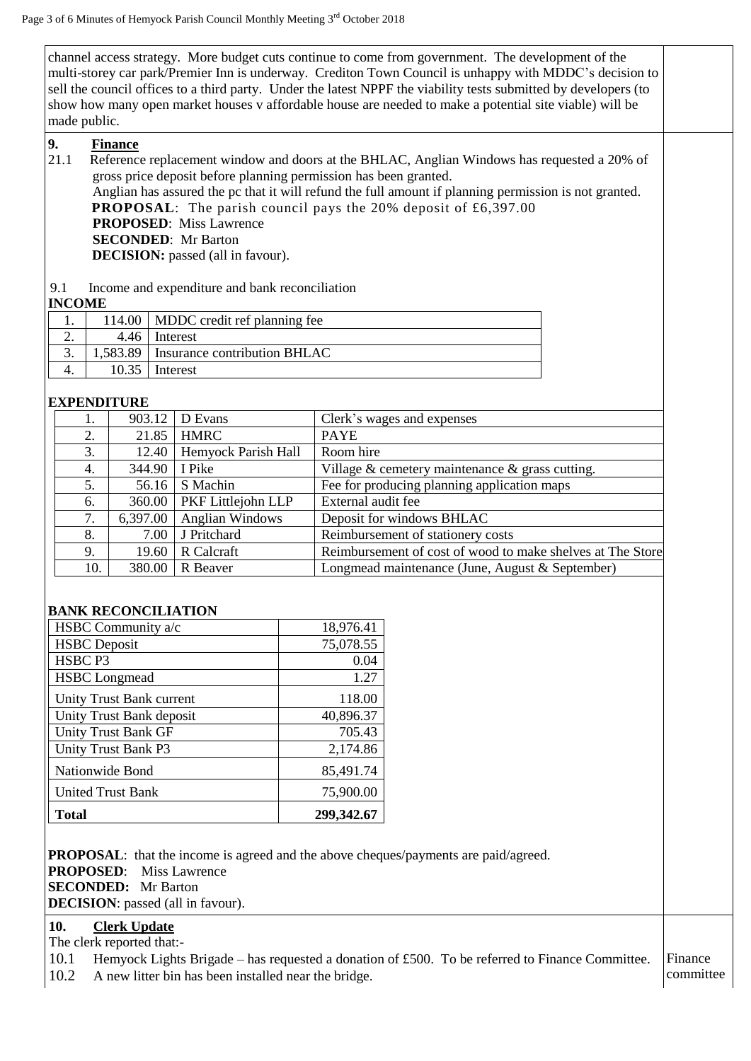channel access strategy. More budget cuts continue to come from government. The development of the multi-storey car park/Premier Inn is underway. Crediton Town Council is unhappy with MDDC's decision to sell the council offices to a third party. Under the latest NPPF the viability tests submitted by developers (to show how many open market houses v affordable house are needed to make a potential site viable) will be made public.

## 9. Finance

21.1 Reference replacement window and doors at the BHLAC, Anglian Windows has requested a 20% of gross price deposit before planning permission has been granted.
Anglian has assured the pc that it will refund the full amount if planning permission is not granted.
**PROPOSAL**: The parish council pays the 20% deposit of £6,397.00
**PROPOSED**: Miss Lawrence
**SECONDED**: Mr Barton
**DECISION:** passed (all in favour).

9.1 Income and expenditure and bank reconciliation

**INCOME**

| | | |
|---|---|---|
| 1. | 114.00 | MDDC credit ref planning fee |
| 2. | 4.46 | Interest |
| 3. | 1,583.89 | Insurance contribution BHLAC |
| 4. | 10.35 | Interest |

**EXPENDITURE**

| | | | |
|---|---|---|---|
| 1. | 903.12 | D Evans | Clerk's wages and expenses |
| 2. | 21.85 | HMRC | PAYE |
| 3. | 12.40 | Hemyock Parish Hall | Room hire |
| 4. | 344.90 | I Pike | Village & cemetery maintenance & grass cutting. |
| 5. | 56.16 | S Machin | Fee for producing planning application maps |
| 6. | 360.00 | PKF Littlejohn LLP | External audit fee |
| 7. | 6,397.00 | Anglian Windows | Deposit for windows BHLAC |
| 8. | 7.00 | J Pritchard | Reimbursement of stationery costs |
| 9. | 19.60 | R Calcraft | Reimbursement of cost of wood to make shelves at The Store |
| 10. | 380.00 | R Beaver | Longmead maintenance (June, August & September) |

**BANK RECONCILIATION**

| | |
|---|---|
| HSBC Community a/c | 18,976.41 |
| HSBC Deposit | 75,078.55 |
| HSBC P3 | 0.04 |
| HSBC Longmead | 1.27 |
| Unity Trust Bank current | 118.00 |
| Unity Trust Bank deposit | 40,896.37 |
| Unity Trust Bank GF | 705.43 |
| Unity Trust Bank P3 | 2,174.86 |
| Nationwide Bond | 85,491.74 |
| United Trust Bank | 75,900.00 |
| **Total** | **299,342.67** |

**PROPOSAL**: that the income is agreed and the above cheques/payments are paid/agreed.
**PROPOSED**: Miss Lawrence
**SECONDED:** Mr Barton
**DECISION**: passed (all in favour).

## 10. Clerk Update

The clerk reported that:-

10.1 Hemyock Lights Brigade – has requested a donation of £500. To be referred to Finance Committee. — Finance committee

10.2 A new litter bin has been installed near the bridge.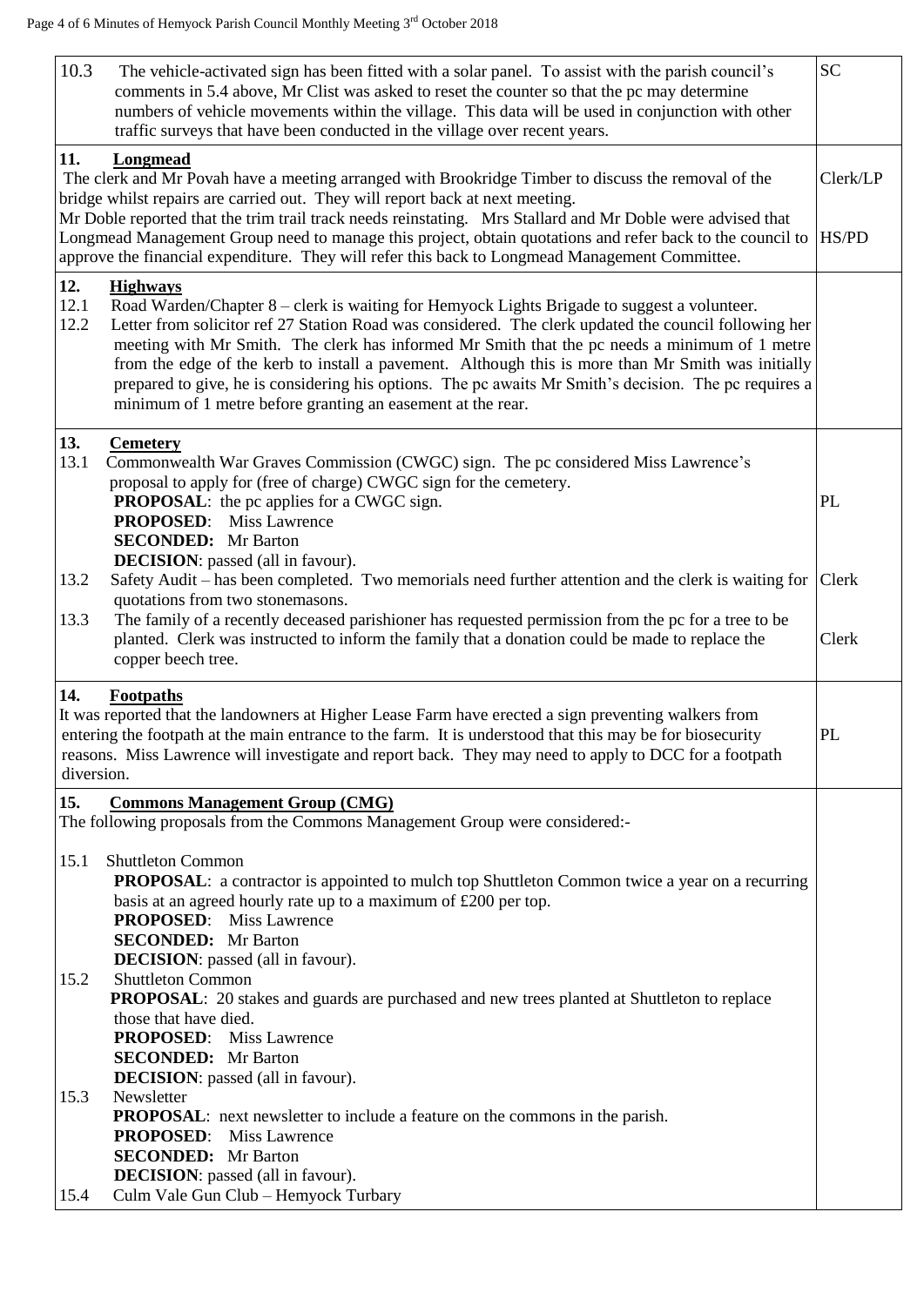| | |
|---|---|
| 10.3 The vehicle-activated sign has been fitted with a solar panel. To assist with the parish council's comments in 5.4 above, Mr Clist was asked to reset the counter so that the pc may determine numbers of vehicle movements within the village. This data will be used in conjunction with other traffic surveys that have been conducted in the village over recent years. | SC |
| **11. Longmead**<br>The clerk and Mr Povah have a meeting arranged with Brookridge Timber to discuss the removal of the bridge whilst repairs are carried out. They will report back at next meeting.<br>Mr Doble reported that the trim trail track needs reinstating. Mrs Stallard and Mr Doble were advised that Longmead Management Group need to manage this project, obtain quotations and refer back to the council to approve the financial expenditure. They will refer this back to Longmead Management Committee. | Clerk/LP<br><br>HS/PD |
| **12. Highways**<br>12.1 Road Warden/Chapter 8 – clerk is waiting for Hemyock Lights Brigade to suggest a volunteer.<br>12.2 Letter from solicitor ref 27 Station Road was considered. The clerk updated the council following her meeting with Mr Smith. The clerk has informed Mr Smith that the pc needs a minimum of 1 metre from the edge of the kerb to install a pavement. Although this is more than Mr Smith was initially prepared to give, he is considering his options. The pc awaits Mr Smith's decision. The pc requires a minimum of 1 metre before granting an easement at the rear. | |
| **13. Cemetery**<br>13.1 Commonwealth War Graves Commission (CWGC) sign. The pc considered Miss Lawrence's proposal to apply for (free of charge) CWGC sign for the cemetery.<br>**PROPOSAL**: the pc applies for a CWGC sign.<br>**PROPOSED**: Miss Lawrence<br>**SECONDED:** Mr Barton<br>**DECISION**: passed (all in favour).<br>13.2 Safety Audit – has been completed. Two memorials need further attention and the clerk is waiting for quotations from two stonemasons.<br>13.3 The family of a recently deceased parishioner has requested permission from the pc for a tree to be planted. Clerk was instructed to inform the family that a donation could be made to replace the copper beech tree. | PL<br><br>Clerk<br><br>Clerk |
| **14. Footpaths**<br>It was reported that the landowners at Higher Lease Farm have erected a sign preventing walkers from entering the footpath at the main entrance to the farm. It is understood that this may be for biosecurity reasons. Miss Lawrence will investigate and report back. They may need to apply to DCC for a footpath diversion. | PL |
| **15. Commons Management Group (CMG)**<br>The following proposals from the Commons Management Group were considered:-<br><br>15.1 Shuttleton Common<br>**PROPOSAL**: a contractor is appointed to mulch top Shuttleton Common twice a year on a recurring basis at an agreed hourly rate up to a maximum of £200 per top.<br>**PROPOSED**: Miss Lawrence<br>**SECONDED:** Mr Barton<br>**DECISION**: passed (all in favour).<br>15.2 Shuttleton Common<br>**PROPOSAL**: 20 stakes and guards are purchased and new trees planted at Shuttleton to replace those that have died.<br>**PROPOSED**: Miss Lawrence<br>**SECONDED:** Mr Barton<br>**DECISION**: passed (all in favour).<br>15.3 Newsletter<br>**PROPOSAL**: next newsletter to include a feature on the commons in the parish.<br>**PROPOSED**: Miss Lawrence<br>**SECONDED:** Mr Barton<br>**DECISION**: passed (all in favour).<br>15.4 Culm Vale Gun Club – Hemyock Turbary | |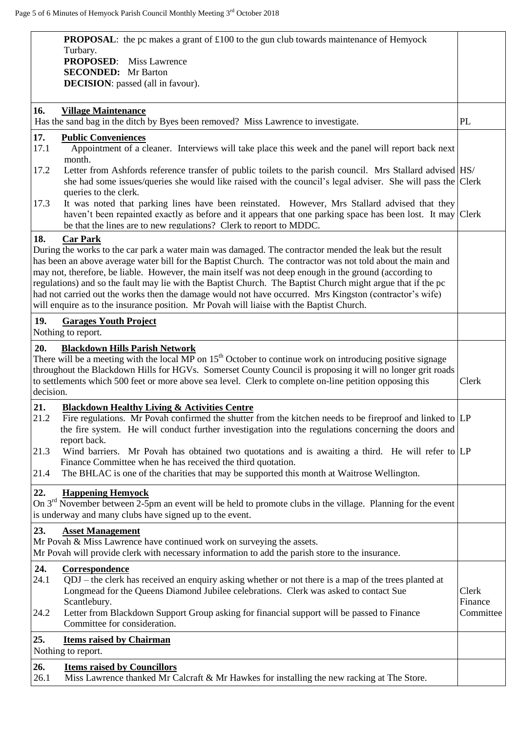| | |
|---|---|
| **PROPOSAL**: the pc makes a grant of £100 to the gun club towards maintenance of Hemyock Turbary.<br>**PROPOSED**: Miss Lawrence<br>**SECONDED:** Mr Barton<br>**DECISION**: passed (all in favour). | |
| **16. Village Maintenance**<br>Has the sand bag in the ditch by Byes been removed? Miss Lawrence to investigate. | PL |
| **17. Public Conveniences**<br>17.1 Appointment of a cleaner. Interviews will take place this week and the panel will report back next month.<br>17.2 Letter from Ashfords reference transfer of public toilets to the parish council. Mrs Stallard advised she had some issues/queries she would like raised with the council's legal adviser. She will pass the queries to the clerk.<br>17.3 It was noted that parking lines have been reinstated. However, Mrs Stallard advised that they haven't been repainted exactly as before and it appears that one parking space has been lost. It may be that the lines are to new regulations? Clerk to report to MDDC. | HS/ Clerk<br><br>Clerk |
| **18. Car Park**<br>During the works to the car park a water main was damaged. The contractor mended the leak but the result has been an above average water bill for the Baptist Church. The contractor was not told about the main and may not, therefore, be liable. However, the main itself was not deep enough in the ground (according to regulations) and so the fault may lie with the Baptist Church. The Baptist Church might argue that if the pc had not carried out the works then the damage would not have occurred. Mrs Kingston (contractor's wife) will enquire as to the insurance position. Mr Povah will liaise with the Baptist Church. | |
| **19. Garages Youth Project**<br>Nothing to report. | |
| **20. Blackdown Hills Parish Network**<br>There will be a meeting with the local MP on 15th October to continue work on introducing positive signage throughout the Blackdown Hills for HGVs. Somerset County Council is proposing it will no longer grit roads to settlements which 500 feet or more above sea level. Clerk to complete on-line petition opposing this decision. | Clerk |
| **21. Blackdown Healthy Living & Activities Centre**<br>21.2 Fire regulations. Mr Povah confirmed the shutter from the kitchen needs to be fireproof and linked to the fire system. He will conduct further investigation into the regulations concerning the doors and report back.<br>21.3 Wind barriers. Mr Povah has obtained two quotations and is awaiting a third. He will refer to Finance Committee when he has received the third quotation.<br>21.4 The BHLAC is one of the charities that may be supported this month at Waitrose Wellington. | LP<br><br>LP |
| **22. Happening Hemyock**<br>On 3rd November between 2-5pm an event will be held to promote clubs in the village. Planning for the event is underway and many clubs have signed up to the event. | |
| **23. Asset Management**<br>Mr Povah & Miss Lawrence have continued work on surveying the assets.<br>Mr Povah will provide clerk with necessary information to add the parish store to the insurance. | |
| **24. Correspondence**<br>24.1 QDJ – the clerk has received an enquiry asking whether or not there is a map of the trees planted at Longmead for the Queens Diamond Jubilee celebrations. Clerk was asked to contact Sue Scantlebury.<br>24.2 Letter from Blackdown Support Group asking for financial support will be passed to Finance Committee for consideration. | Clerk<br>Finance Committee |
| **25. Items raised by Chairman**<br>Nothing to report. | |
| **26. Items raised by Councillors**<br>26.1 Miss Lawrence thanked Mr Calcraft & Mr Hawkes for installing the new racking at The Store. | |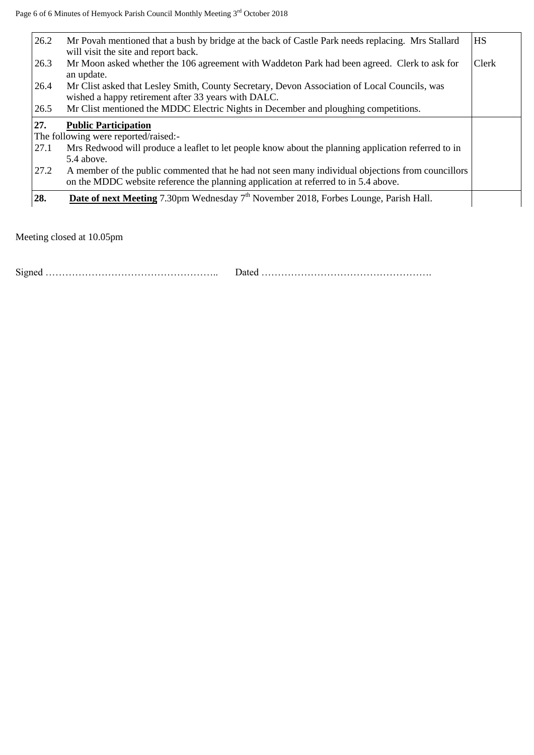| | | |
|---|---|---|
| 26.2 | Mr Povah mentioned that a bush by bridge at the back of Castle Park needs replacing. Mrs Stallard will visit the site and report back. | HS |
| 26.3 | Mr Moon asked whether the 106 agreement with Waddeton Park had been agreed. Clerk to ask for an update. | Clerk |
| 26.4 | Mr Clist asked that Lesley Smith, County Secretary, Devon Association of Local Councils, was wished a happy retirement after 33 years with DALC. | |
| 26.5 | Mr Clist mentioned the MDDC Electric Nights in December and ploughing competitions. | |
| **27.** | **Public Participation** The following were reported/raised:- | |
| 27.1 | Mrs Redwood will produce a leaflet to let people know about the planning application referred to in 5.4 above. | |
| 27.2 | A member of the public commented that he had not seen many individual objections from councillors on the MDDC website reference the planning application at referred to in 5.4 above. | |
| **28.** | **Date of next Meeting** 7.30pm Wednesday 7th November 2018, Forbes Lounge, Parish Hall. | |

Meeting closed at 10.05pm

Signed …………………………………………….. Dated …………………………………………….